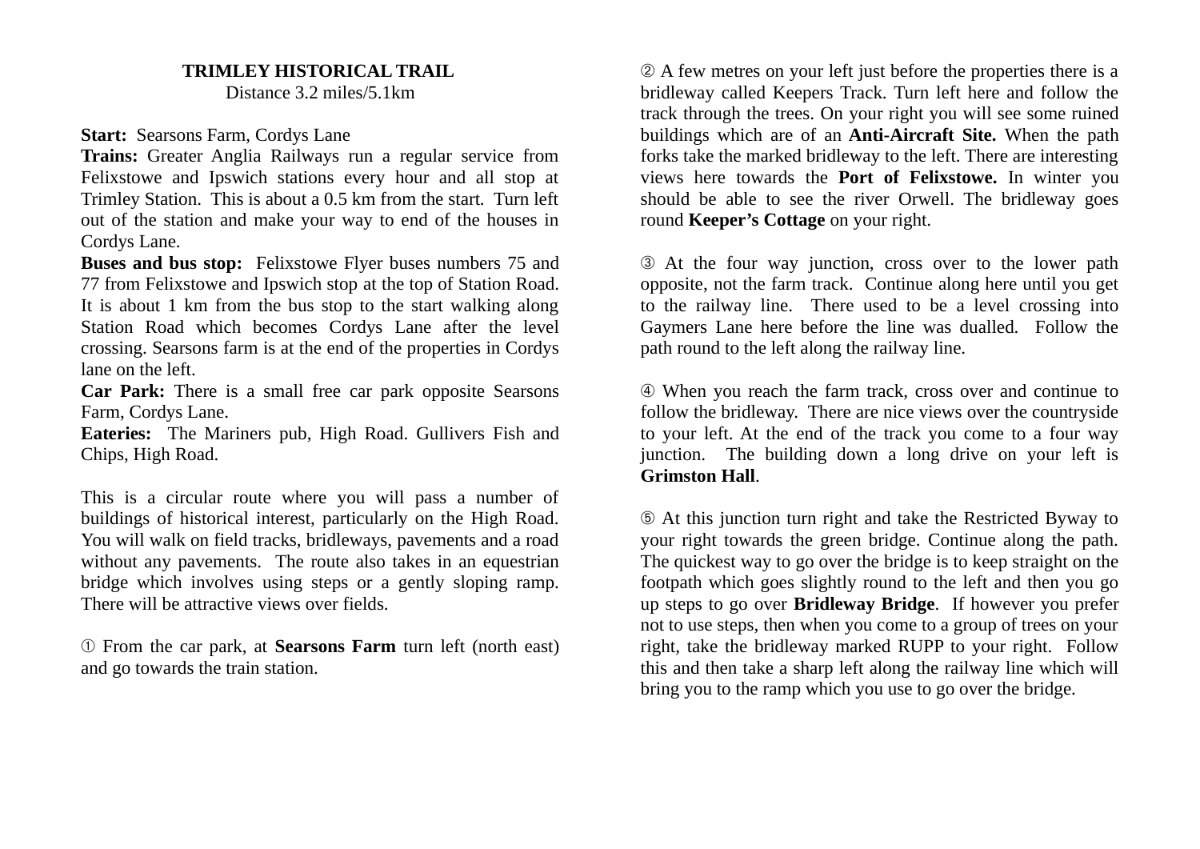# TRIMLEY HISTORICAL TRAIL

Distance 3.2 miles/5.1km

**Start:** Searsons Farm, Cordys Lane

**Trains:** Greater Anglia Railways run a regular service from Felixstowe and Ipswich stations every hour and all stop at Trimley Station. This is about a 0.5 km from the start. Turn left out of the station and make your way to end of the houses in Cordys Lane.

**Buses and bus stop:** Felixstowe Flyer buses numbers 75 and 77 from Felixstowe and Ipswich stop at the top of Station Road. It is about 1 km from the bus stop to the start walking along Station Road which becomes Cordys Lane after the level crossing. Searsons farm is at the end of the properties in Cordys lane on the left.

**Car Park:** There is a small free car park opposite Searsons Farm, Cordys Lane.

**Eateries:** The Mariners pub, High Road. Gullivers Fish and Chips, High Road.

This is a circular route where you will pass a number of buildings of historical interest, particularly on the High Road. You will walk on field tracks, bridleways, pavements and a road without any pavements. The route also takes in an equestrian bridge which involves using steps or a gently sloping ramp. There will be attractive views over fields.

① From the car park, at **Searsons Farm** turn left (north east) and go towards the train station.

② A few metres on your left just before the properties there is a bridleway called Keepers Track. Turn left here and follow the track through the trees. On your right you will see some ruined buildings which are of an **Anti-Aircraft Site.** When the path forks take the marked bridleway to the left. There are interesting views here towards the **Port of Felixstowe.** In winter you should be able to see the river Orwell. The bridleway goes round **Keeper's Cottage** on your right.

③ At the four way junction, cross over to the lower path opposite, not the farm track. Continue along here until you get to the railway line. There used to be a level crossing into Gaymers Lane here before the line was dualled. Follow the path round to the left along the railway line.

④ When you reach the farm track, cross over and continue to follow the bridleway. There are nice views over the countryside to your left. At the end of the track you come to a four way junction. The building down a long drive on your left is **Grimston Hall**.

⑤ At this junction turn right and take the Restricted Byway to your right towards the green bridge. Continue along the path. The quickest way to go over the bridge is to keep straight on the footpath which goes slightly round to the left and then you go up steps to go over **Bridleway Bridge**. If however you prefer not to use steps, then when you come to a group of trees on your right, take the bridleway marked RUPP to your right. Follow this and then take a sharp left along the railway line which will bring you to the ramp which you use to go over the bridge.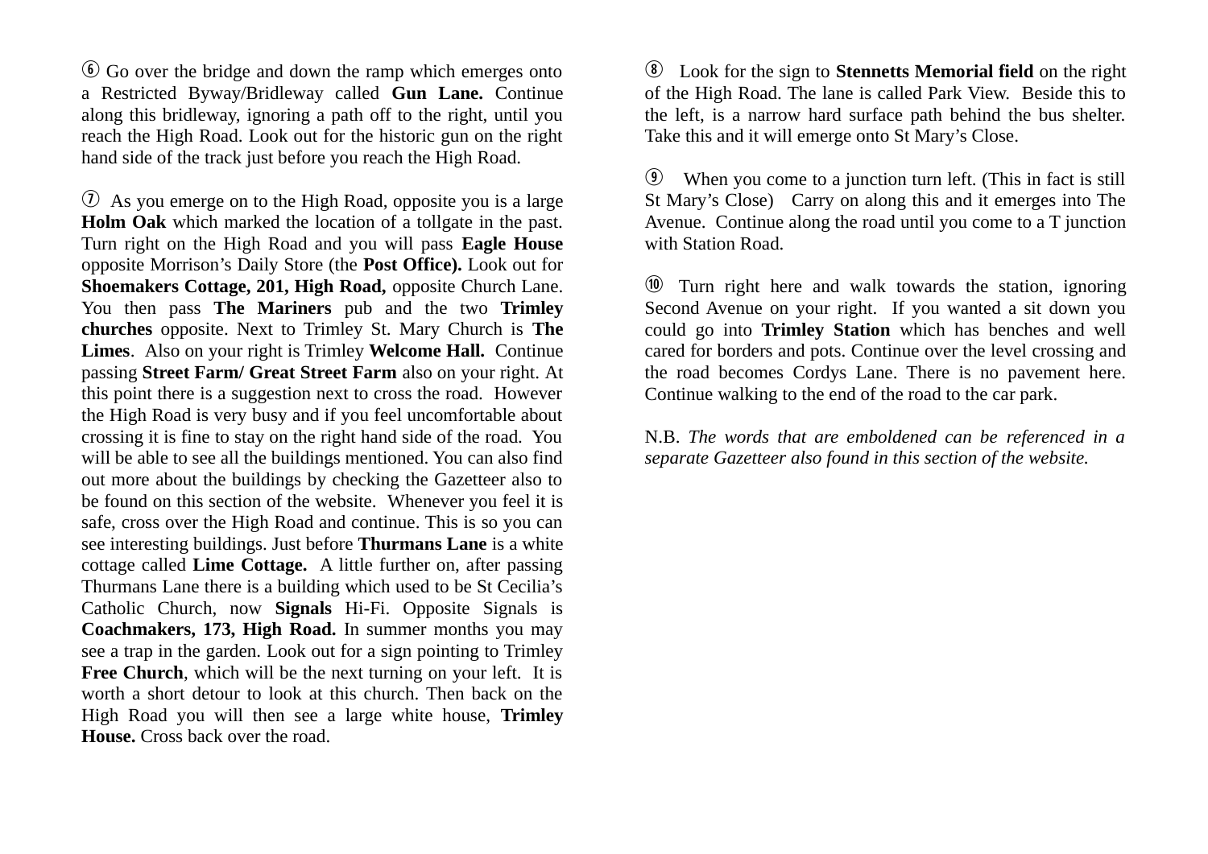⑥ Go over the bridge and down the ramp which emerges onto a Restricted Byway/Bridleway called **Gun Lane.** Continue along this bridleway, ignoring a path off to the right, until you reach the High Road. Look out for the historic gun on the right hand side of the track just before you reach the High Road.

⑦ As you emerge on to the High Road, opposite you is a large **Holm Oak** which marked the location of a tollgate in the past. Turn right on the High Road and you will pass **Eagle House** opposite Morrison's Daily Store (the **Post Office).** Look out for **Shoemakers Cottage, 201, High Road,** opposite Church Lane. You then pass **The Mariners** pub and the two **Trimley churches** opposite. Next to Trimley St. Mary Church is **The Limes**. Also on your right is Trimley **Welcome Hall.** Continue passing **Street Farm/ Great Street Farm** also on your right. At this point there is a suggestion next to cross the road. However the High Road is very busy and if you feel uncomfortable about crossing it is fine to stay on the right hand side of the road. You will be able to see all the buildings mentioned. You can also find out more about the buildings by checking the Gazetteer also to be found on this section of the website. Whenever you feel it is safe, cross over the High Road and continue. This is so you can see interesting buildings. Just before **Thurmans Lane** is a white cottage called **Lime Cottage.** A little further on, after passing Thurmans Lane there is a building which used to be St Cecilia's Catholic Church, now **Signals** Hi-Fi. Opposite Signals is **Coachmakers, 173, High Road.** In summer months you may see a trap in the garden. Look out for a sign pointing to Trimley **Free Church**, which will be the next turning on your left. It is worth a short detour to look at this church. Then back on the High Road you will then see a large white house, **Trimley House.** Cross back over the road.

⑧ Look for the sign to **Stennetts Memorial field** on the right of the High Road. The lane is called Park View. Beside this to the left, is a narrow hard surface path behind the bus shelter. Take this and it will emerge onto St Mary's Close.

⑨ When you come to a junction turn left. (This in fact is still St Mary's Close) Carry on along this and it emerges into The Avenue. Continue along the road until you come to a T junction with Station Road.

⑩ Turn right here and walk towards the station, ignoring Second Avenue on your right. If you wanted a sit down you could go into **Trimley Station** which has benches and well cared for borders and pots. Continue over the level crossing and the road becomes Cordys Lane. There is no pavement here. Continue walking to the end of the road to the car park.

N.B. *The words that are emboldened can be referenced in a separate Gazetteer also found in this section of the website.*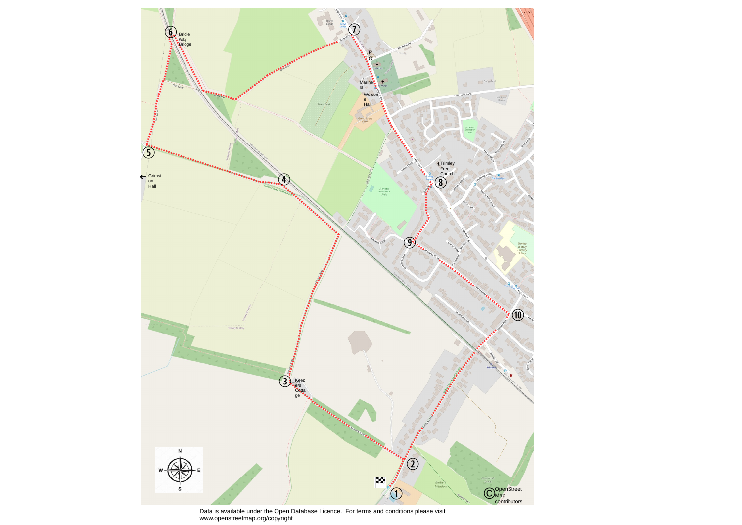Bridle way Bridge

Grimston Hall

Keepers Cottage

Marine rs Welcome Hall

Trimley Free Church

P O

N

W E

S

© OpenStreet Map contributors

Data is available under the Open Database Licence. For terms and conditions please visit www.openstreetmap.org/copyright